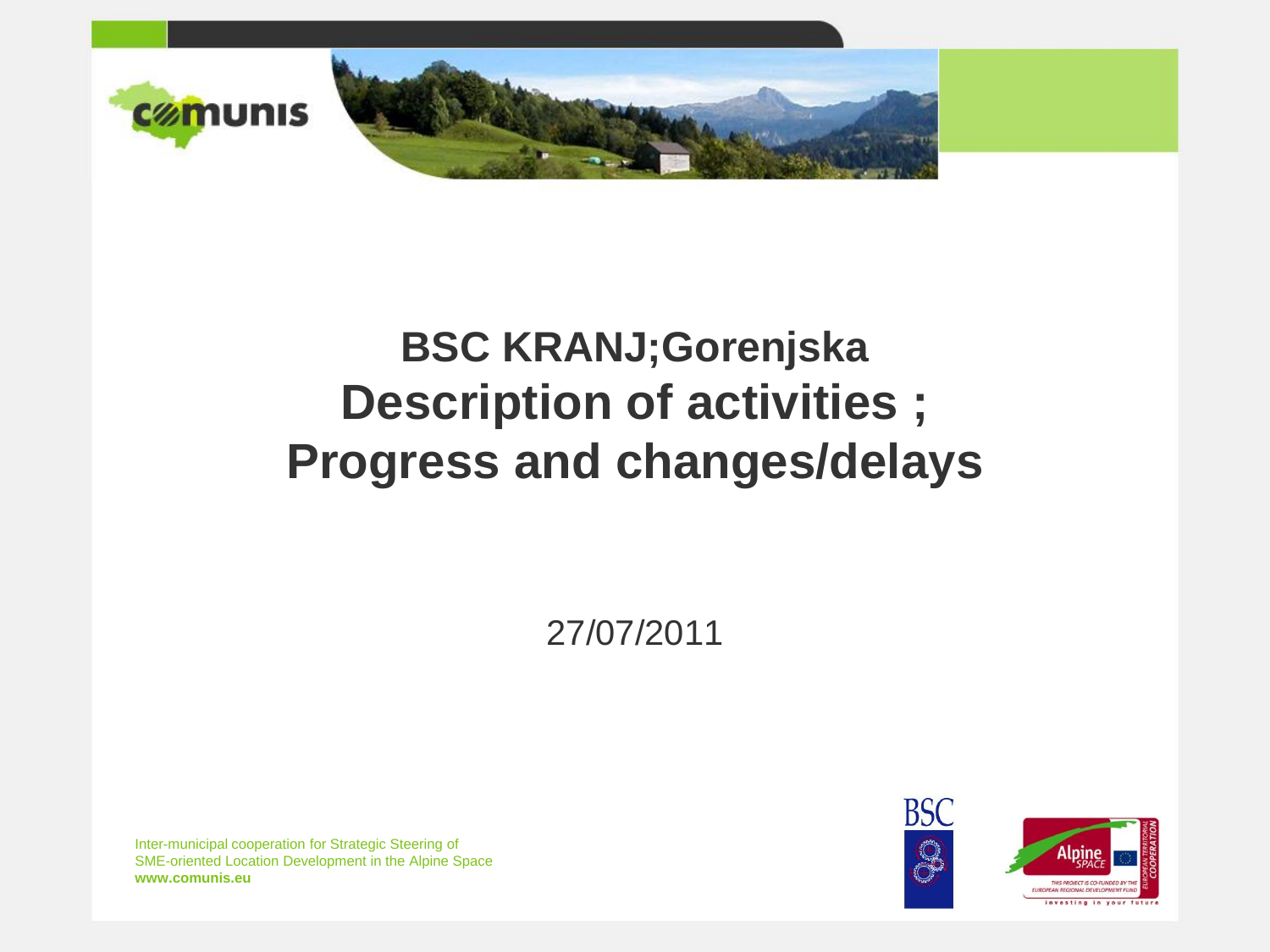# BSC KRANJ;Gorenjska
# Description of activities ;
# Progress and changes/delays

27/07/2011

Inter-municipal cooperation for Strategic Steering of
SME-oriented Location Development in the Alpine Space
**www.comunis.eu**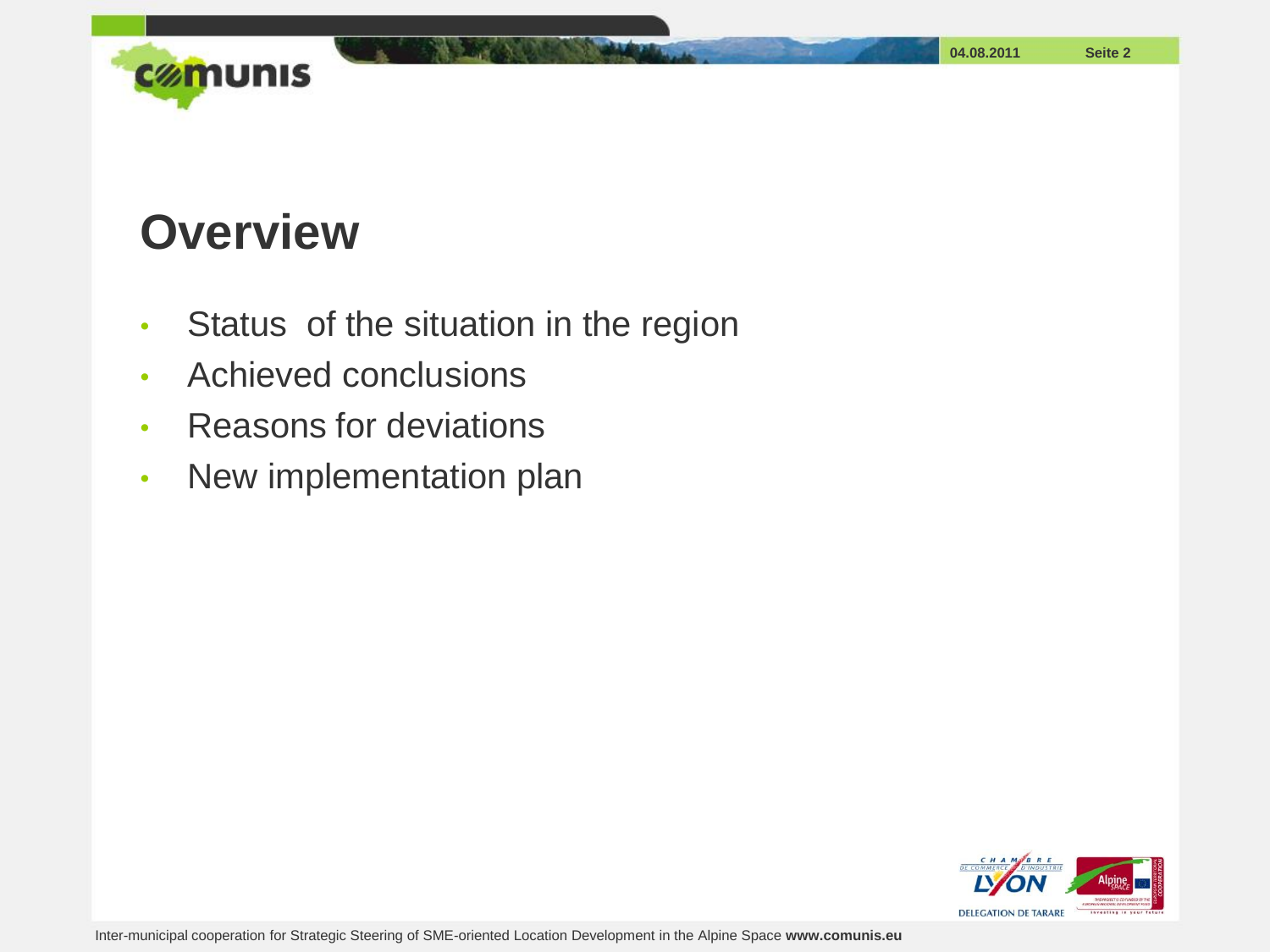# Overview

- Status of the situation in the region
- Achieved conclusions
- Reasons for deviations
- New implementation plan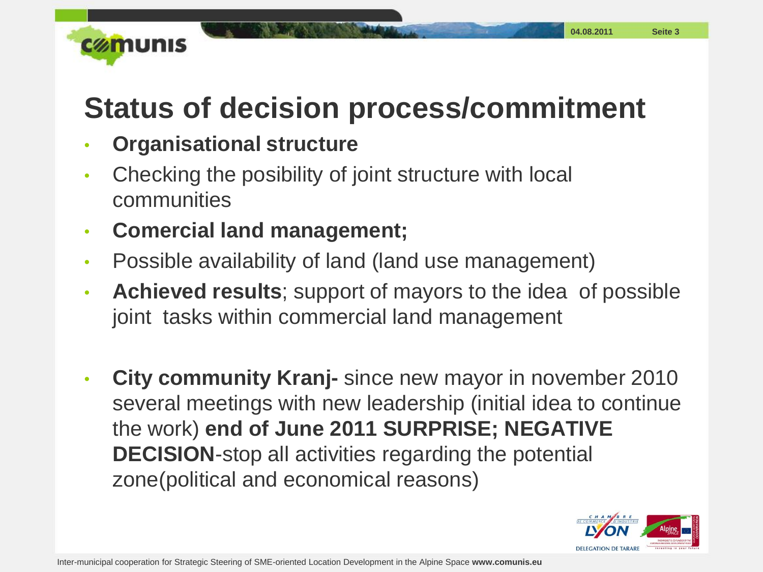# Status of decision process/commitment

- **Organisational structure**
- Checking the posibility of joint structure with local communities
- **Comercial land management;**
- Possible availability of land (land use management)
- **Achieved results**; support of mayors to the idea of possible joint tasks within commercial land management

- **City community Kranj-** since new mayor in november 2010 several meetings with new leadership (initial idea to continue the work) **end of June 2011 SURPRISE; NEGATIVE DECISION**-stop all activities regarding the potential zone(political and economical reasons)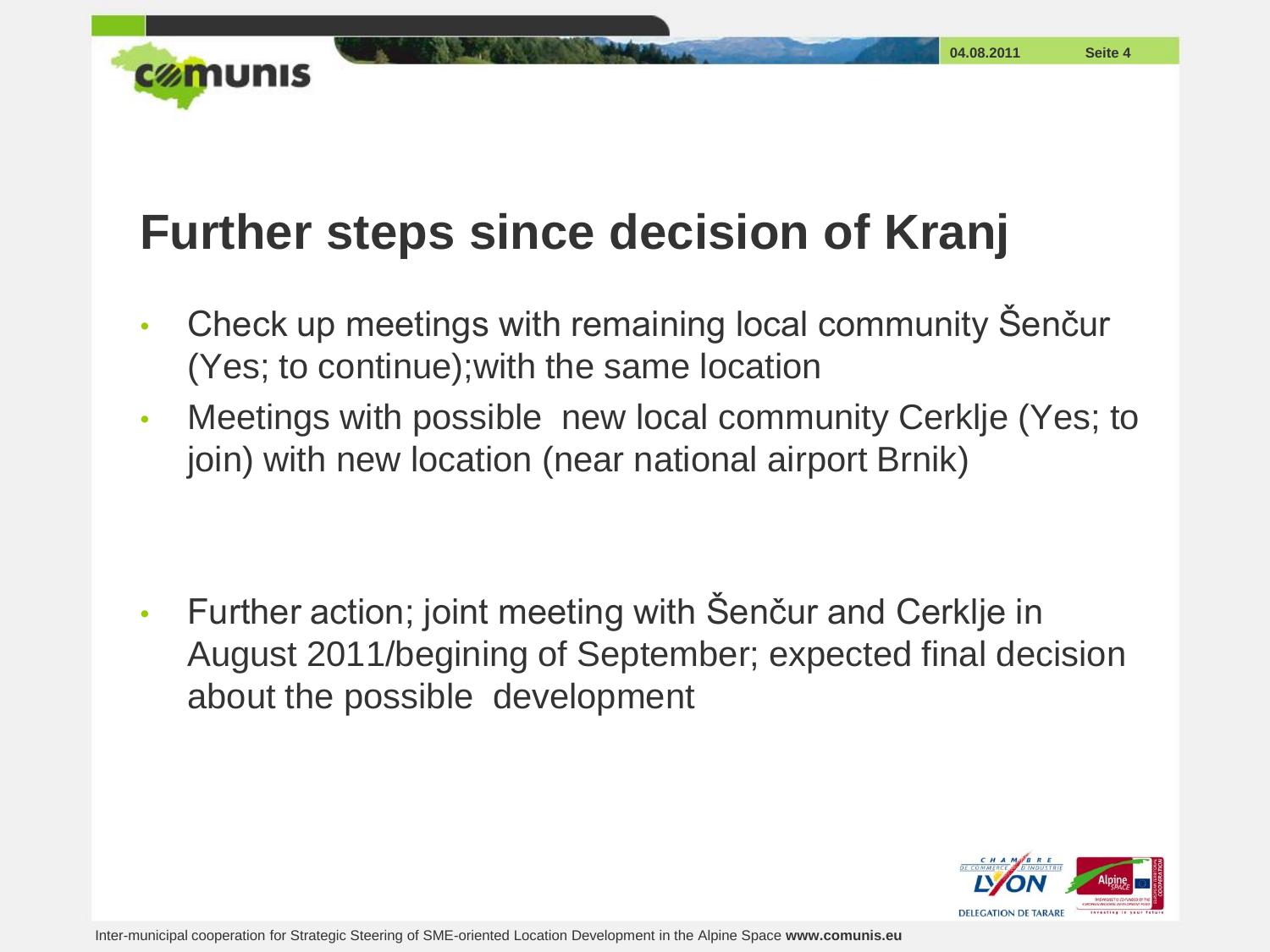# Further steps since decision of Kranj

- Check up meetings with remaining local community Šenčur (Yes; to continue);with the same location
- Meetings with possible  new local community Cerklje (Yes; to join) with new location (near national airport Brnik)

- Further action; joint meeting with Šenčur and Cerklje in August 2011/begining of September; expected final decision about the possible  development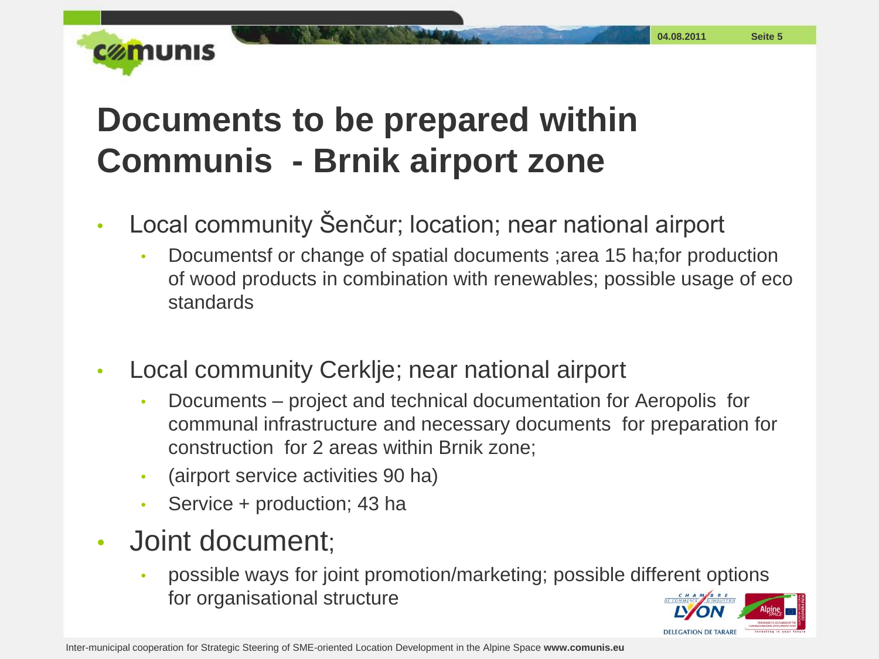# Documents to be prepared within Communis - Brnik airport zone

- Local community Šenčur; location; near national airport
  - Documentsf or change of spatial documents ;area 15 ha;for production of wood products in combination with renewables; possible usage of eco standards

- Local community Cerklje; near national airport
  - Documents – project and technical documentation for Aeropolis for communal infrastructure and necessary documents for preparation for construction for 2 areas within Brnik zone;
  - (airport service activities 90 ha)
  - Service + production; 43 ha

- Joint document;
  - possible ways for joint promotion/marketing; possible different options for organisational structure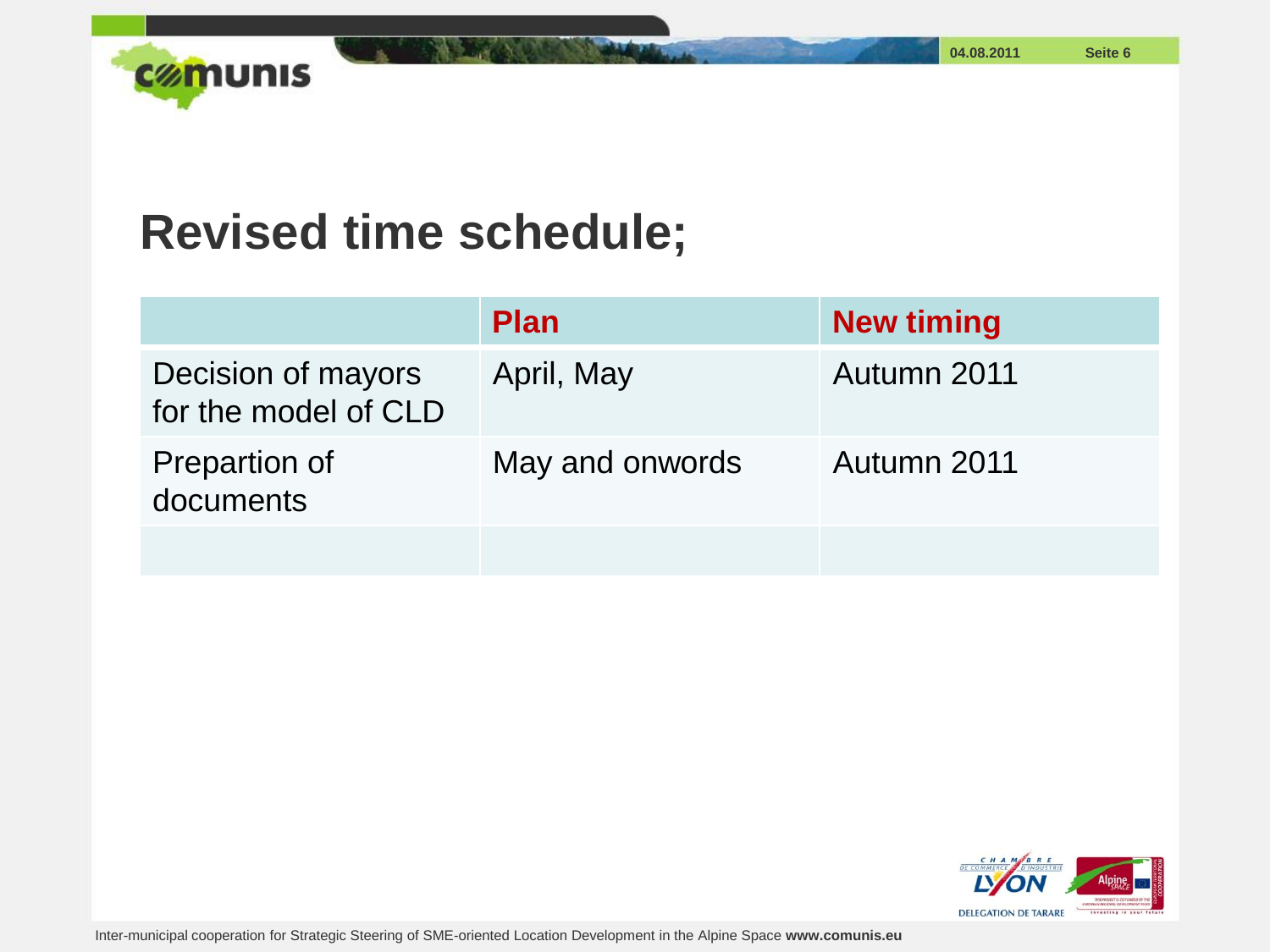# Revised time schedule;

| | Plan | New timing |
|---|---|---|
| Decision of mayors for the model of CLD | April, May | Autumn 2011 |
| Prepartion of documents | May and onwords | Autumn 2011 |
| | | |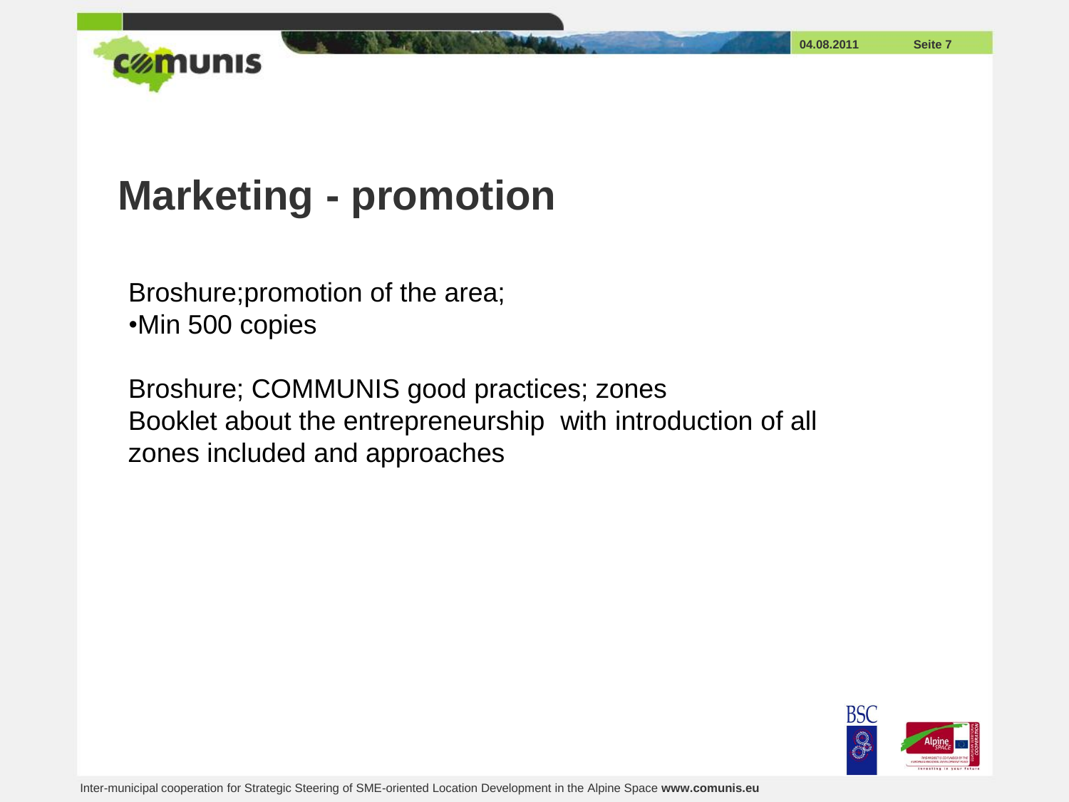# Marketing - promotion

Broshure;promotion of the area;
•Min 500 copies

Broshure; COMMUNIS good practices; zones
Booklet about the entrepreneurship with introduction of all zones included and approaches